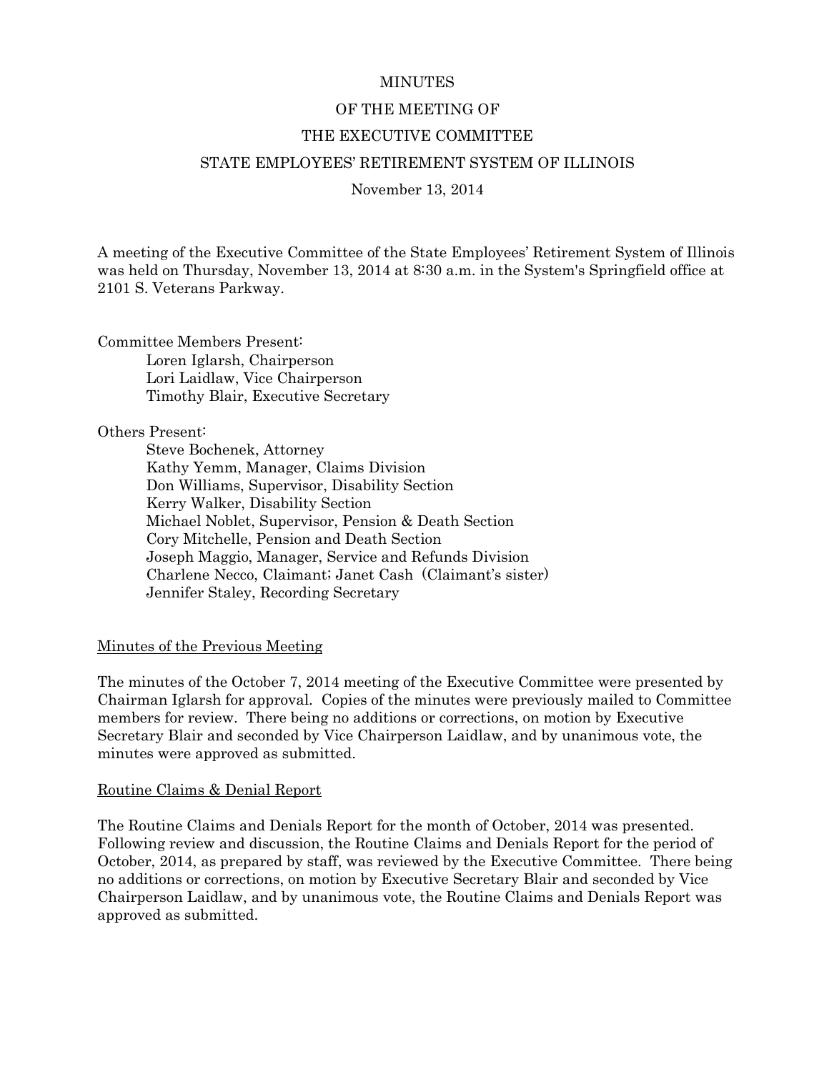MINUTES

OF THE MEETING OF

THE EXECUTIVE COMMITTEE

STATE EMPLOYEES' RETIREMENT SYSTEM OF ILLINOIS

November 13, 2014

A meeting of the Executive Committee of the State Employees' Retirement System of Illinois was held on Thursday, November 13, 2014 at 8:30 a.m. in the System's Springfield office at 2101 S. Veterans Parkway.

Committee Members Present:
- Loren Iglarsh, Chairperson
- Lori Laidlaw, Vice Chairperson
- Timothy Blair, Executive Secretary

Others Present:
- Steve Bochenek, Attorney
- Kathy Yemm, Manager, Claims Division
- Don Williams, Supervisor, Disability Section
- Kerry Walker, Disability Section
- Michael Noblet, Supervisor, Pension & Death Section
- Cory Mitchelle, Pension and Death Section
- Joseph Maggio, Manager, Service and Refunds Division
- Charlene Necco, Claimant; Janet Cash (Claimant's sister)
- Jennifer Staley, Recording Secretary

<u>Minutes of the Previous Meeting</u>

The minutes of the October 7, 2014 meeting of the Executive Committee were presented by Chairman Iglarsh for approval. Copies of the minutes were previously mailed to Committee members for review. There being no additions or corrections, on motion by Executive Secretary Blair and seconded by Vice Chairperson Laidlaw, and by unanimous vote, the minutes were approved as submitted.

<u>Routine Claims & Denial Report</u>

The Routine Claims and Denials Report for the month of October, 2014 was presented. Following review and discussion, the Routine Claims and Denials Report for the period of October, 2014, as prepared by staff, was reviewed by the Executive Committee. There being no additions or corrections, on motion by Executive Secretary Blair and seconded by Vice Chairperson Laidlaw, and by unanimous vote, the Routine Claims and Denials Report was approved as submitted.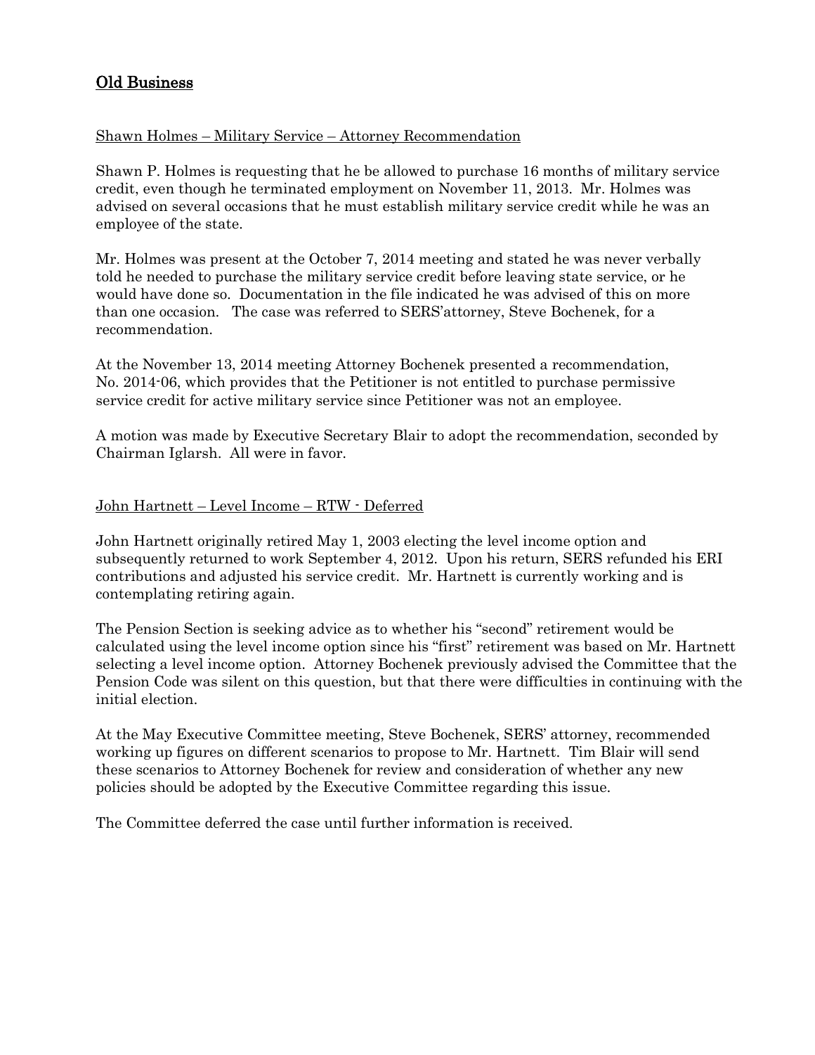## Old Business

Shawn Holmes – Military Service – Attorney Recommendation

Shawn P. Holmes is requesting that he be allowed to purchase 16 months of military service credit, even though he terminated employment on November 11, 2013. Mr. Holmes was advised on several occasions that he must establish military service credit while he was an employee of the state.

Mr. Holmes was present at the October 7, 2014 meeting and stated he was never verbally told he needed to purchase the military service credit before leaving state service, or he would have done so. Documentation in the file indicated he was advised of this on more than one occasion. The case was referred to SERS'attorney, Steve Bochenek, for a recommendation.

At the November 13, 2014 meeting Attorney Bochenek presented a recommendation, No. 2014-06, which provides that the Petitioner is not entitled to purchase permissive service credit for active military service since Petitioner was not an employee.

A motion was made by Executive Secretary Blair to adopt the recommendation, seconded by Chairman Iglarsh. All were in favor.

John Hartnett – Level Income – RTW - Deferred

John Hartnett originally retired May 1, 2003 electing the level income option and subsequently returned to work September 4, 2012. Upon his return, SERS refunded his ERI contributions and adjusted his service credit. Mr. Hartnett is currently working and is contemplating retiring again.

The Pension Section is seeking advice as to whether his "second" retirement would be calculated using the level income option since his "first" retirement was based on Mr. Hartnett selecting a level income option. Attorney Bochenek previously advised the Committee that the Pension Code was silent on this question, but that there were difficulties in continuing with the initial election.

At the May Executive Committee meeting, Steve Bochenek, SERS' attorney, recommended working up figures on different scenarios to propose to Mr. Hartnett. Tim Blair will send these scenarios to Attorney Bochenek for review and consideration of whether any new policies should be adopted by the Executive Committee regarding this issue.

The Committee deferred the case until further information is received.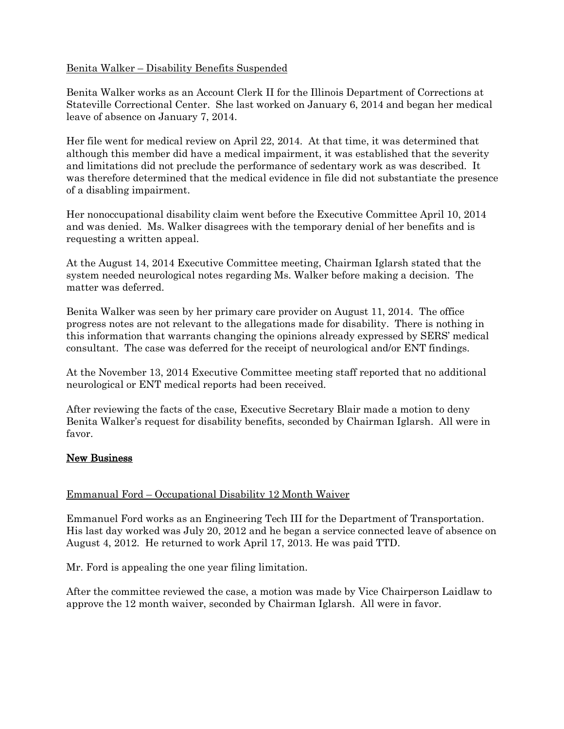Benita Walker – Disability Benefits Suspended

Benita Walker works as an Account Clerk II for the Illinois Department of Corrections at Stateville Correctional Center. She last worked on January 6, 2014 and began her medical leave of absence on January 7, 2014.

Her file went for medical review on April 22, 2014. At that time, it was determined that although this member did have a medical impairment, it was established that the severity and limitations did not preclude the performance of sedentary work as was described. It was therefore determined that the medical evidence in file did not substantiate the presence of a disabling impairment.

Her nonoccupational disability claim went before the Executive Committee April 10, 2014 and was denied. Ms. Walker disagrees with the temporary denial of her benefits and is requesting a written appeal.

At the August 14, 2014 Executive Committee meeting, Chairman Iglarsh stated that the system needed neurological notes regarding Ms. Walker before making a decision. The matter was deferred.

Benita Walker was seen by her primary care provider on August 11, 2014. The office progress notes are not relevant to the allegations made for disability. There is nothing in this information that warrants changing the opinions already expressed by SERS' medical consultant. The case was deferred for the receipt of neurological and/or ENT findings.

At the November 13, 2014 Executive Committee meeting staff reported that no additional neurological or ENT medical reports had been received.

After reviewing the facts of the case, Executive Secretary Blair made a motion to deny Benita Walker's request for disability benefits, seconded by Chairman Iglarsh. All were in favor.

## New Business

Emmanual Ford – Occupational Disability 12 Month Waiver

Emmanuel Ford works as an Engineering Tech III for the Department of Transportation. His last day worked was July 20, 2012 and he began a service connected leave of absence on August 4, 2012. He returned to work April 17, 2013. He was paid TTD.

Mr. Ford is appealing the one year filing limitation.

After the committee reviewed the case, a motion was made by Vice Chairperson Laidlaw to approve the 12 month waiver, seconded by Chairman Iglarsh. All were in favor.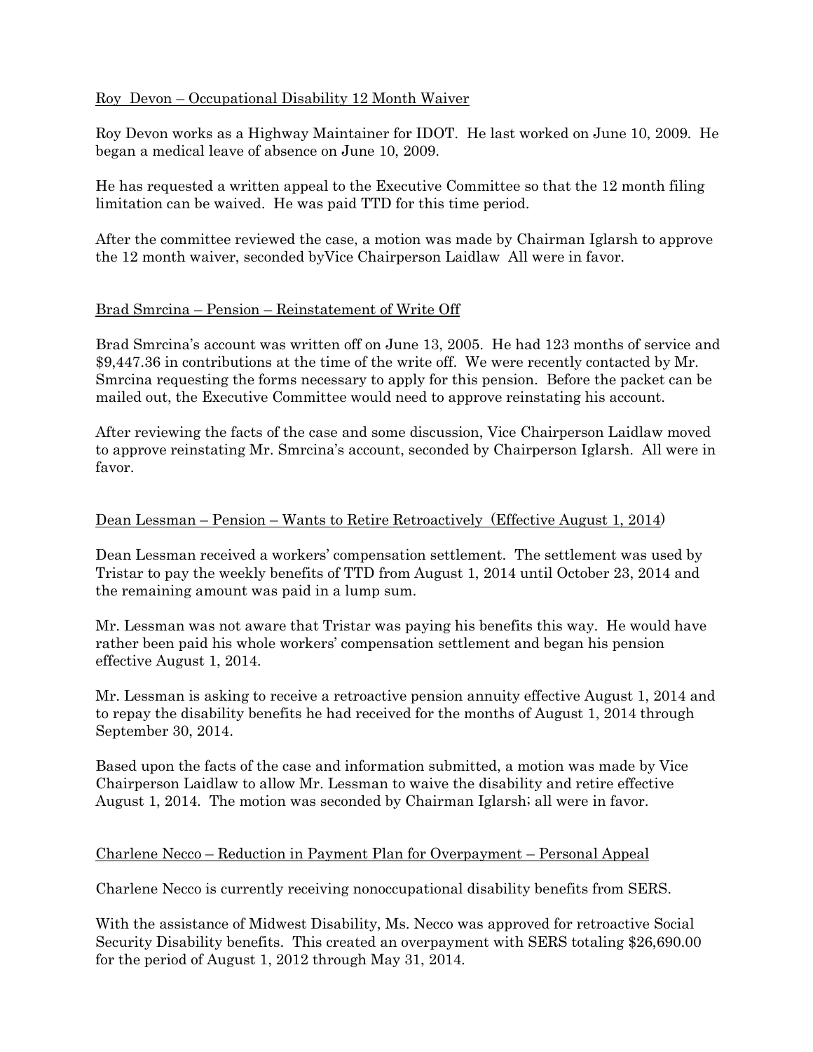<u>Roy Devon – Occupational Disability 12 Month Waiver</u>

Roy Devon works as a Highway Maintainer for IDOT. He last worked on June 10, 2009. He began a medical leave of absence on June 10, 2009.

He has requested a written appeal to the Executive Committee so that the 12 month filing limitation can be waived. He was paid TTD for this time period.

After the committee reviewed the case, a motion was made by Chairman Iglarsh to approve the 12 month waiver, seconded byVice Chairperson Laidlaw All were in favor.

<u>Brad Smrcina – Pension – Reinstatement of Write Off</u>

Brad Smrcina's account was written off on June 13, 2005. He had 123 months of service and $9,447.36 in contributions at the time of the write off. We were recently contacted by Mr. Smrcina requesting the forms necessary to apply for this pension. Before the packet can be mailed out, the Executive Committee would need to approve reinstating his account.

After reviewing the facts of the case and some discussion, Vice Chairperson Laidlaw moved to approve reinstating Mr. Smrcina's account, seconded by Chairperson Iglarsh. All were in favor.

<u>Dean Lessman – Pension – Wants to Retire Retroactively (Effective August 1, 2014)</u>

Dean Lessman received a workers' compensation settlement. The settlement was used by Tristar to pay the weekly benefits of TTD from August 1, 2014 until October 23, 2014 and the remaining amount was paid in a lump sum.

Mr. Lessman was not aware that Tristar was paying his benefits this way. He would have rather been paid his whole workers' compensation settlement and began his pension effective August 1, 2014.

Mr. Lessman is asking to receive a retroactive pension annuity effective August 1, 2014 and to repay the disability benefits he had received for the months of August 1, 2014 through September 30, 2014.

Based upon the facts of the case and information submitted, a motion was made by Vice Chairperson Laidlaw to allow Mr. Lessman to waive the disability and retire effective August 1, 2014. The motion was seconded by Chairman Iglarsh; all were in favor.

<u>Charlene Necco – Reduction in Payment Plan for Overpayment – Personal Appeal</u>

Charlene Necco is currently receiving nonoccupational disability benefits from SERS.

With the assistance of Midwest Disability, Ms. Necco was approved for retroactive Social Security Disability benefits. This created an overpayment with SERS totaling $26,690.00 for the period of August 1, 2012 through May 31, 2014.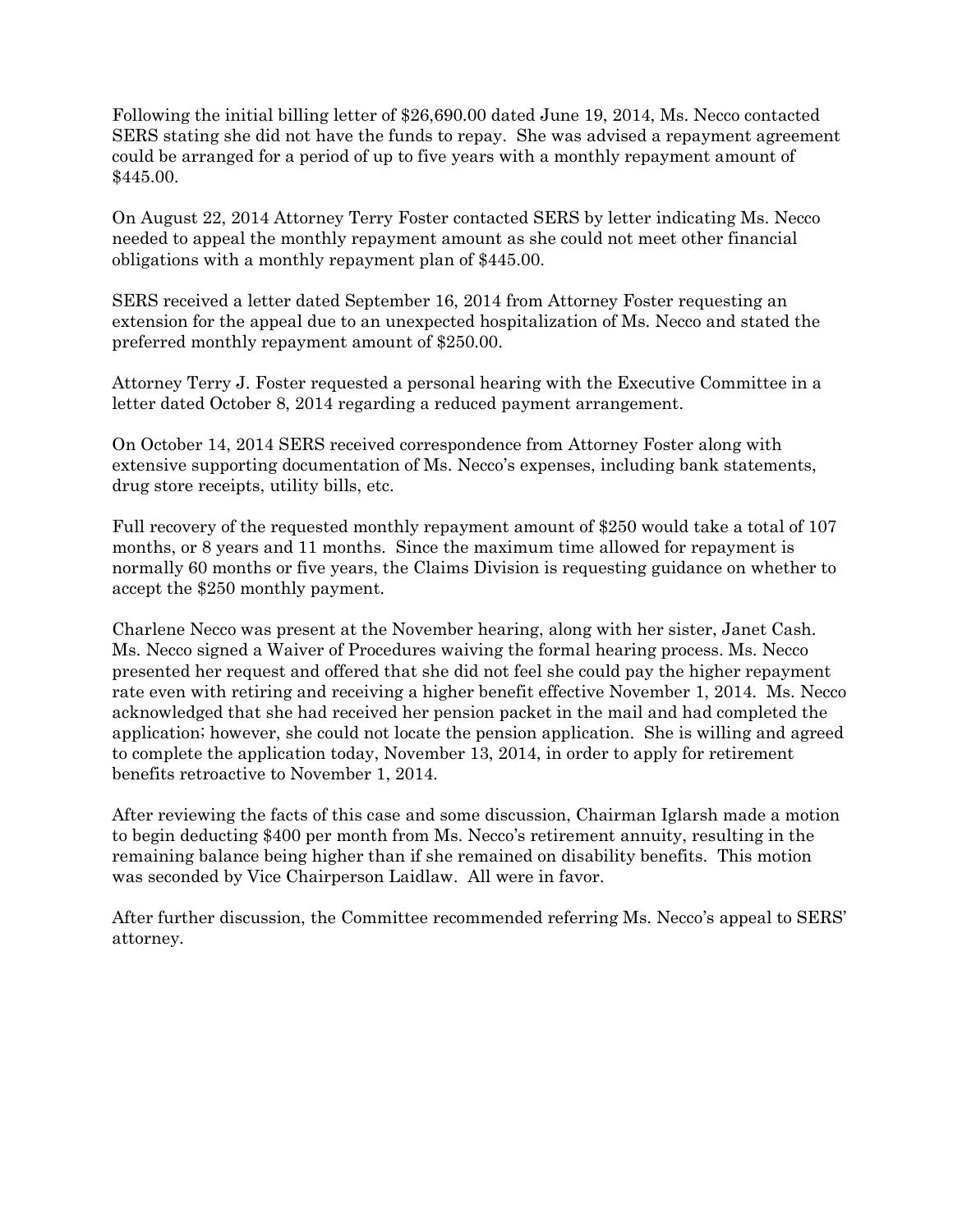Following the initial billing letter of $26,690.00 dated June 19, 2014, Ms. Necco contacted SERS stating she did not have the funds to repay. She was advised a repayment agreement could be arranged for a period of up to five years with a monthly repayment amount of $445.00.

On August 22, 2014 Attorney Terry Foster contacted SERS by letter indicating Ms. Necco needed to appeal the monthly repayment amount as she could not meet other financial obligations with a monthly repayment plan of $445.00.

SERS received a letter dated September 16, 2014 from Attorney Foster requesting an extension for the appeal due to an unexpected hospitalization of Ms. Necco and stated the preferred monthly repayment amount of $250.00.

Attorney Terry J. Foster requested a personal hearing with the Executive Committee in a letter dated October 8, 2014 regarding a reduced payment arrangement.

On October 14, 2014 SERS received correspondence from Attorney Foster along with extensive supporting documentation of Ms. Necco's expenses, including bank statements, drug store receipts, utility bills, etc.

Full recovery of the requested monthly repayment amount of $250 would take a total of 107 months, or 8 years and 11 months. Since the maximum time allowed for repayment is normally 60 months or five years, the Claims Division is requesting guidance on whether to accept the $250 monthly payment.

Charlene Necco was present at the November hearing, along with her sister, Janet Cash. Ms. Necco signed a Waiver of Procedures waiving the formal hearing process. Ms. Necco presented her request and offered that she did not feel she could pay the higher repayment rate even with retiring and receiving a higher benefit effective November 1, 2014. Ms. Necco acknowledged that she had received her pension packet in the mail and had completed the application; however, she could not locate the pension application. She is willing and agreed to complete the application today, November 13, 2014, in order to apply for retirement benefits retroactive to November 1, 2014.

After reviewing the facts of this case and some discussion, Chairman Iglarsh made a motion to begin deducting $400 per month from Ms. Necco's retirement annuity, resulting in the remaining balance being higher than if she remained on disability benefits. This motion was seconded by Vice Chairperson Laidlaw. All were in favor.

After further discussion, the Committee recommended referring Ms. Necco's appeal to SERS' attorney.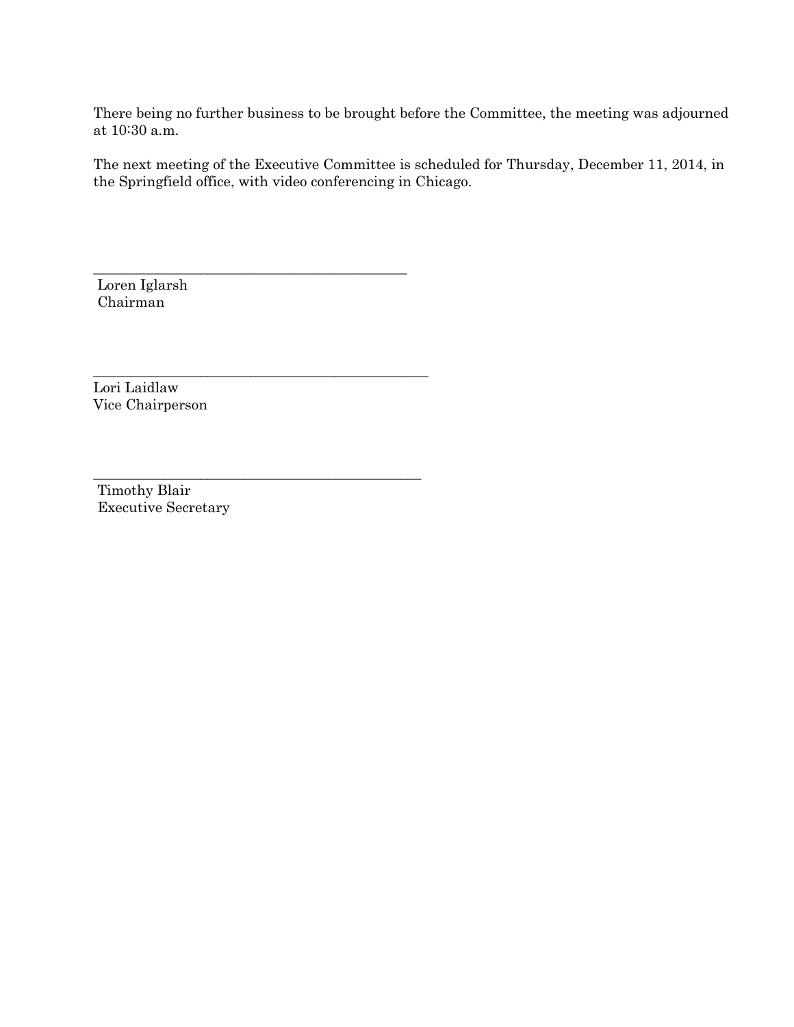There being no further business to be brought before the Committee, the meeting was adjourned at 10:30 a.m.

The next meeting of the Executive Committee is scheduled for Thursday, December 11, 2014, in the Springfield office, with video conferencing in Chicago.

\_\_\_\_\_\_\_\_\_\_\_\_\_\_\_\_\_\_\_\_\_\_\_\_\_\_\_\_\_\_\_\_\_\_\_\_\_\_\_\_\_\_\_\_

Loren Iglarsh
Chairman

\_\_\_\_\_\_\_\_\_\_\_\_\_\_\_\_\_\_\_\_\_\_\_\_\_\_\_\_\_\_\_\_\_\_\_\_\_\_\_\_\_\_\_\_

Lori Laidlaw
Vice Chairperson

\_\_\_\_\_\_\_\_\_\_\_\_\_\_\_\_\_\_\_\_\_\_\_\_\_\_\_\_\_\_\_\_\_\_\_\_\_\_\_\_\_\_\_\_

Timothy Blair
Executive Secretary